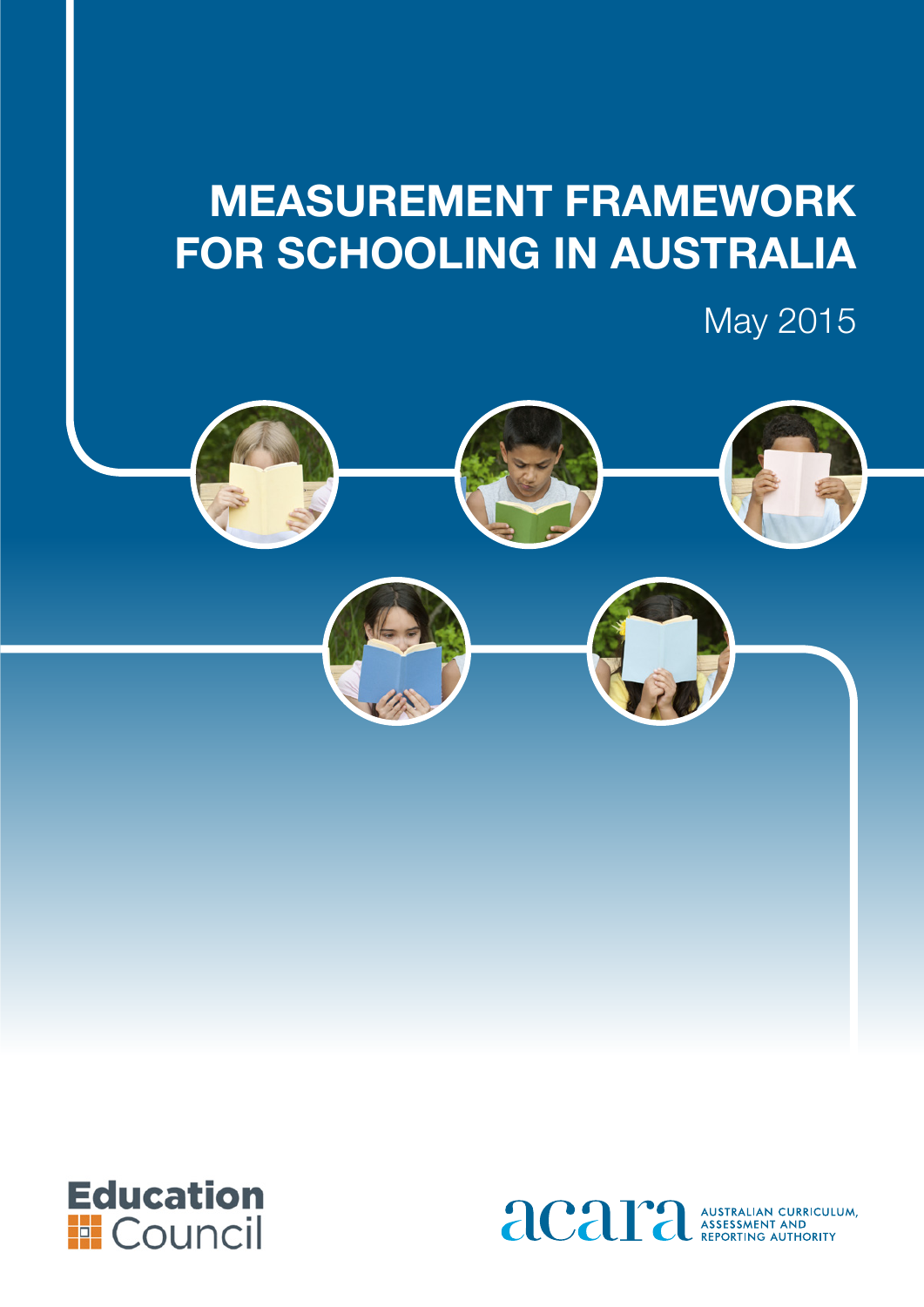# MEASUREMENT FRAMEWORK FOR SCHOOLING IN AUSTRALIA

May 2015

Education Council

acara AUSTRALIAN CURRICULUM, ASSESSMENT AND REPORTING AUTHORITY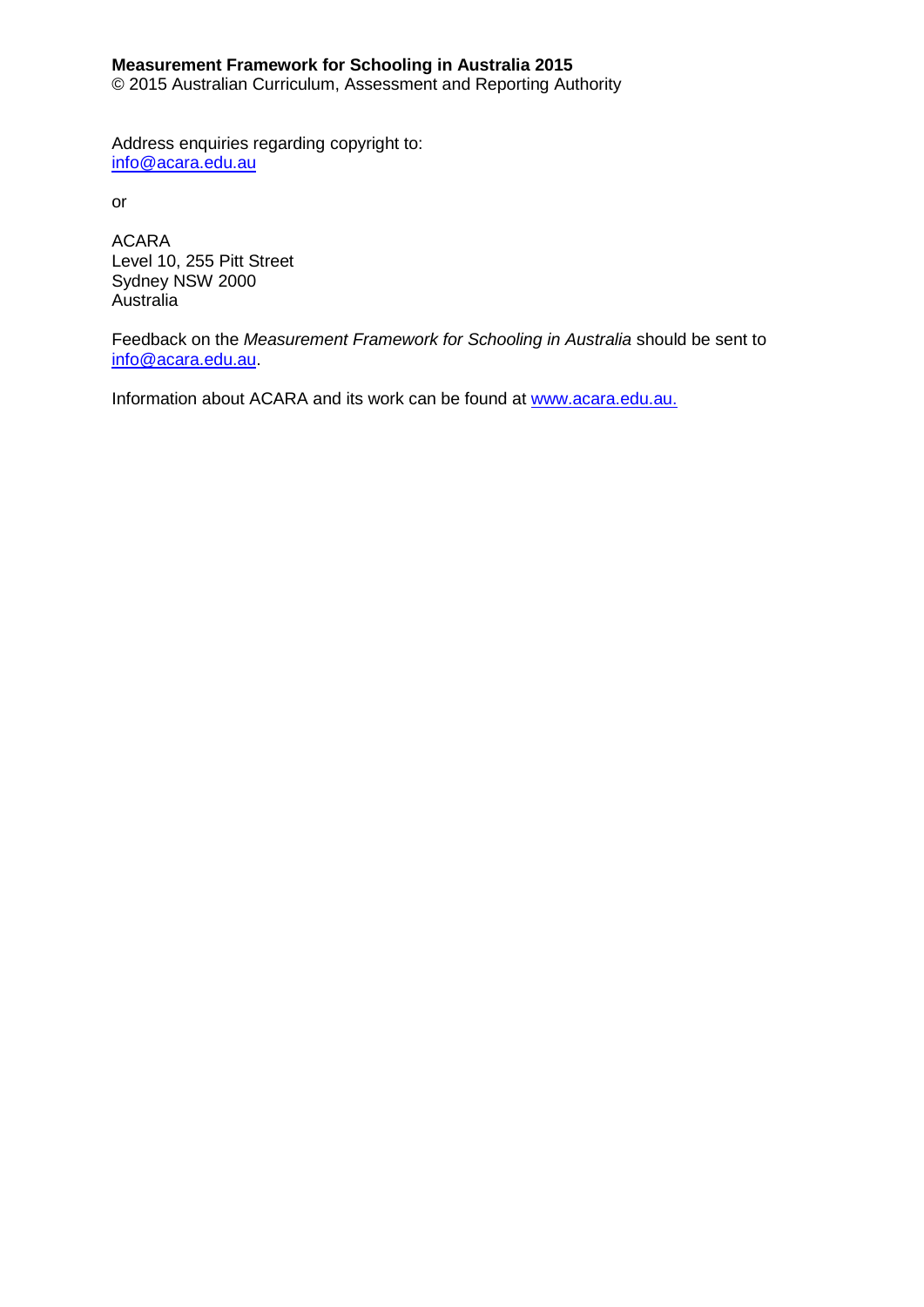**Measurement Framework for Schooling in Australia 2015**
© 2015 Australian Curriculum, Assessment and Reporting Authority

Address enquiries regarding copyright to:
info@acara.edu.au

or

ACARA
Level 10, 255 Pitt Street
Sydney NSW 2000
Australia

Feedback on the *Measurement Framework for Schooling in Australia* should be sent to info@acara.edu.au.

Information about ACARA and its work can be found at www.acara.edu.au.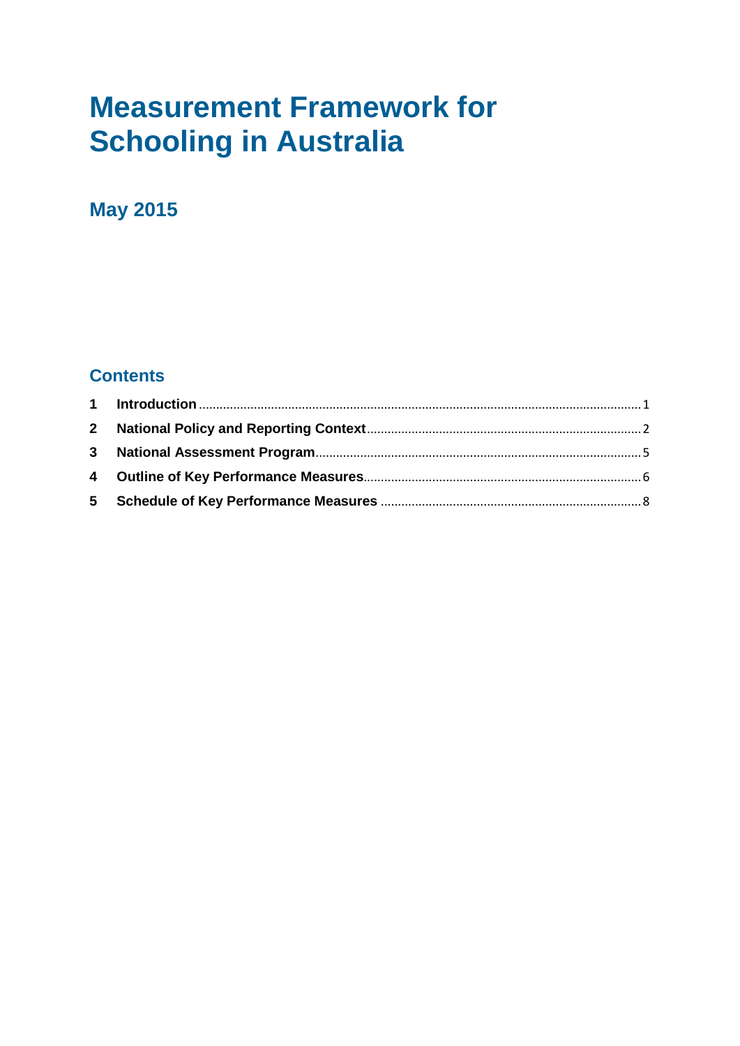# Measurement Framework for Schooling in Australia

## May 2015

### Contents

1 **Introduction** ........ 1

2 **National Policy and Reporting Context** ........ 2

3 **National Assessment Program** ........ 5

4 **Outline of Key Performance Measures** ........ 6

5 **Schedule of Key Performance Measures** ........ 8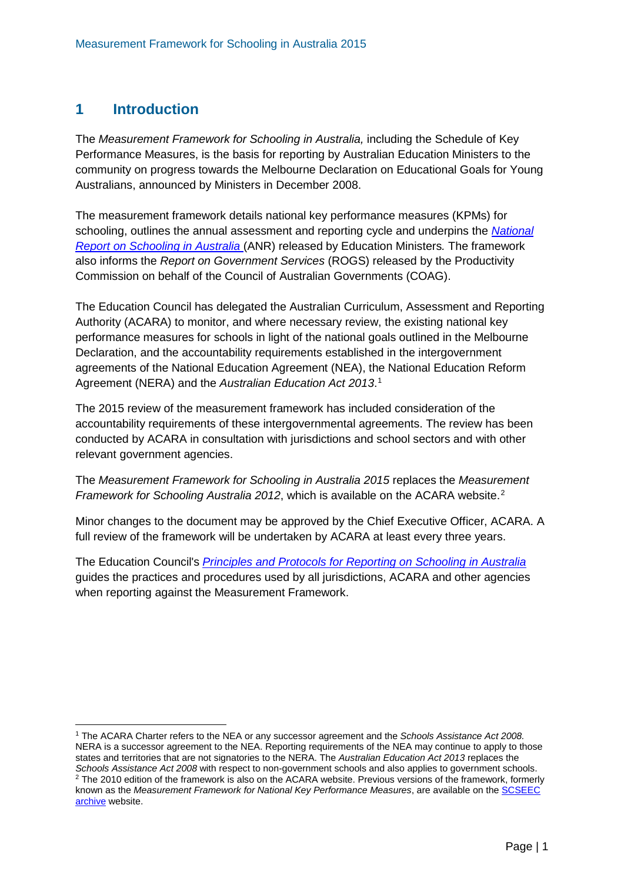# 1 Introduction

The *Measurement Framework for Schooling in Australia,* including the Schedule of Key Performance Measures, is the basis for reporting by Australian Education Ministers to the community on progress towards the Melbourne Declaration on Educational Goals for Young Australians, announced by Ministers in December 2008.

The measurement framework details national key performance measures (KPMs) for schooling, outlines the annual assessment and reporting cycle and underpins the *National Report on Schooling in Australia* (ANR) released by Education Ministers*.* The framework also informs the *Report on Government Services* (ROGS) released by the Productivity Commission on behalf of the Council of Australian Governments (COAG).

The Education Council has delegated the Australian Curriculum, Assessment and Reporting Authority (ACARA) to monitor, and where necessary review, the existing national key performance measures for schools in light of the national goals outlined in the Melbourne Declaration, and the accountability requirements established in the intergovernment agreements of the National Education Agreement (NEA), the National Education Reform Agreement (NERA) and the *Australian Education Act 2013*.[1]

The 2015 review of the measurement framework has included consideration of the accountability requirements of these intergovernmental agreements. The review has been conducted by ACARA in consultation with jurisdictions and school sectors and with other relevant government agencies.

The *Measurement Framework for Schooling in Australia 2015* replaces the *Measurement Framework for Schooling Australia 2012*, which is available on the ACARA website.[2]

Minor changes to the document may be approved by the Chief Executive Officer, ACARA. A full review of the framework will be undertaken by ACARA at least every three years.

The Education Council's *Principles and Protocols for Reporting on Schooling in Australia* guides the practices and procedures used by all jurisdictions, ACARA and other agencies when reporting against the Measurement Framework.

---

[1] The ACARA Charter refers to the NEA or any successor agreement and the *Schools Assistance Act 2008.* NERA is a successor agreement to the NEA. Reporting requirements of the NEA may continue to apply to those states and territories that are not signatories to the NERA. The *Australian Education Act 2013* replaces the *Schools Assistance Act 2008* with respect to non-government schools and also applies to government schools.

[2] The 2010 edition of the framework is also on the ACARA website. Previous versions of the framework, formerly known as the *Measurement Framework for National Key Performance Measures*, are available on the SCSEEC archive website.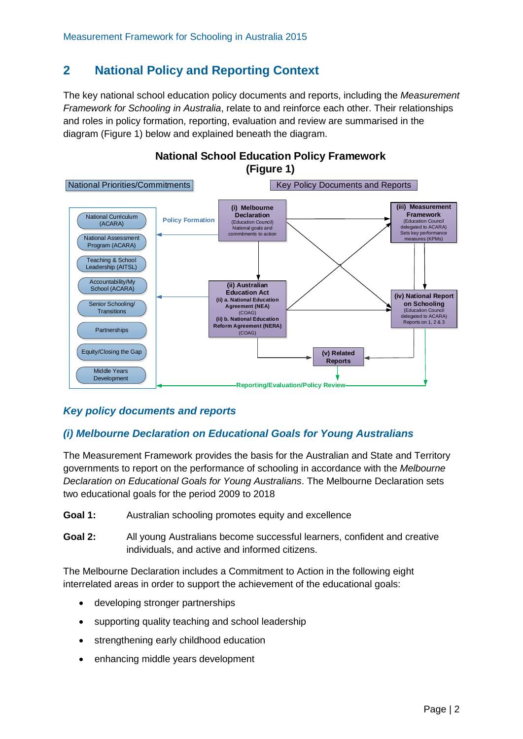## 2 National Policy and Reporting Context

The key national school education policy documents and reports, including the *Measurement Framework for Schooling in Australia*, relate to and reinforce each other. Their relationships and roles in policy formation, reporting, evaluation and review are summarised in the diagram (Figure 1) below and explained beneath the diagram.

**National School Education Policy Framework (Figure 1)**

National Priorities/Commitments

- National Curriculum (ACARA)
- National Assessment Program (ACARA)
- Teaching & School Leadership (AITSL)
- Accountability/My School (ACARA)
- Senior Schooling/ Transitions
- Partnerships
- Equity/Closing the Gap
- Middle Years Development

Policy Formation

Key Policy Documents and Reports

- (i) Melbourne Declaration (Education Council) National goals and commitments to action
- (ii) Australian Education Act; (ii) a. National Education Agreement (NEA) (COAG); (ii) b. National Education Reform Agreement (NERA) (COAG)
- (iii) Measurement Framework (Education Council delegated to ACARA) Sets key performance measures (KPMs)
- (iv) National Report on Schooling (Education Council delegated to ACARA) Reports on 1, 2 & 3
- (v) Related Reports

Reporting/Evaluation/Policy Review

### *Key policy documents and reports*

### *(i) Melbourne Declaration on Educational Goals for Young Australians*

The Measurement Framework provides the basis for the Australian and State and Territory governments to report on the performance of schooling in accordance with the *Melbourne Declaration on Educational Goals for Young Australians*. The Melbourne Declaration sets two educational goals for the period 2009 to 2018

**Goal 1:** Australian schooling promotes equity and excellence

**Goal 2:** All young Australians become successful learners, confident and creative individuals, and active and informed citizens.

The Melbourne Declaration includes a Commitment to Action in the following eight interrelated areas in order to support the achievement of the educational goals:

- developing stronger partnerships
- supporting quality teaching and school leadership
- strengthening early childhood education
- enhancing middle years development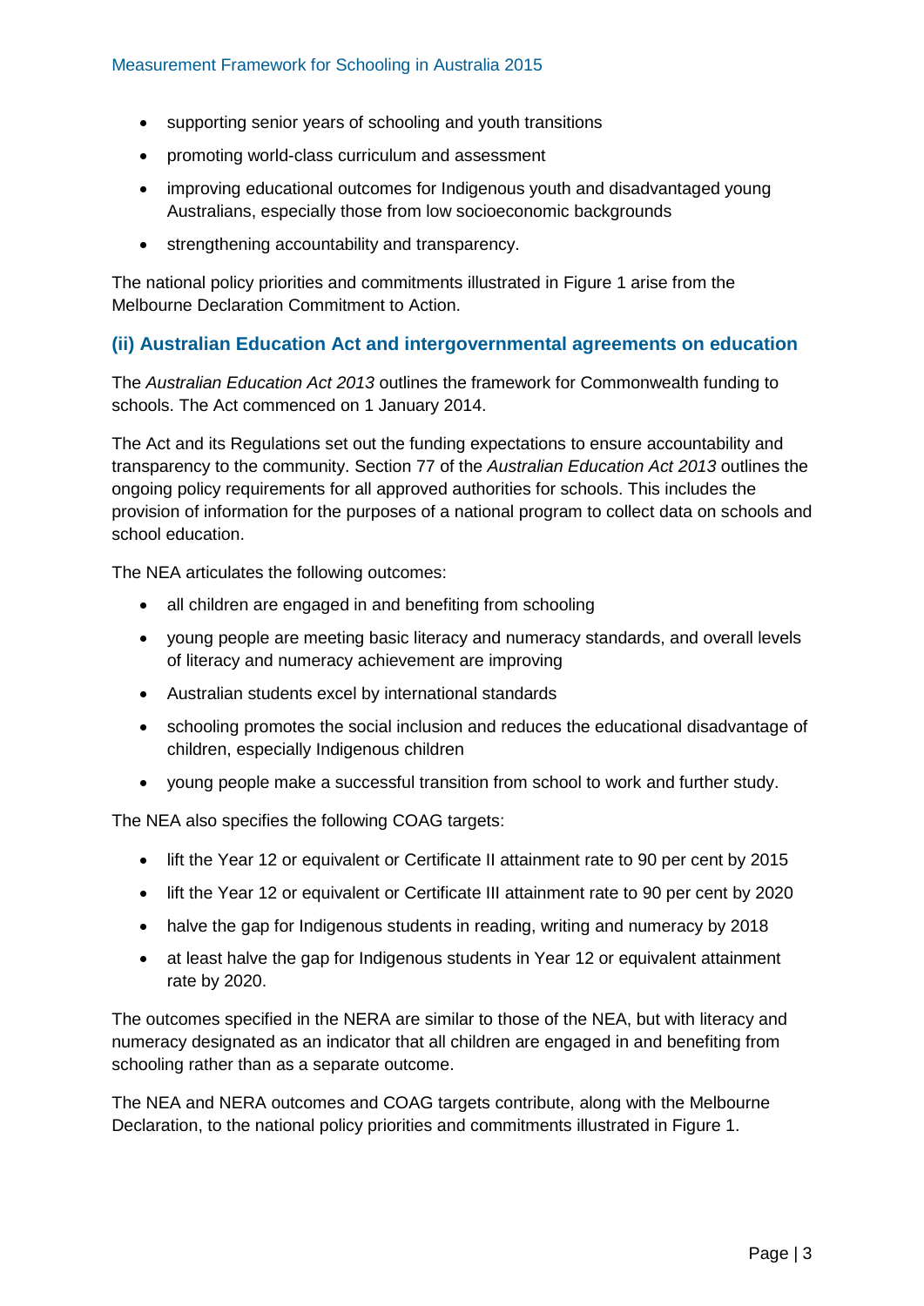- supporting senior years of schooling and youth transitions
- promoting world-class curriculum and assessment
- improving educational outcomes for Indigenous youth and disadvantaged young Australians, especially those from low socioeconomic backgrounds
- strengthening accountability and transparency.

The national policy priorities and commitments illustrated in Figure 1 arise from the Melbourne Declaration Commitment to Action.

### (ii) Australian Education Act and intergovernmental agreements on education

The *Australian Education Act 2013* outlines the framework for Commonwealth funding to schools. The Act commenced on 1 January 2014.

The Act and its Regulations set out the funding expectations to ensure accountability and transparency to the community. Section 77 of the *Australian Education Act 2013* outlines the ongoing policy requirements for all approved authorities for schools. This includes the provision of information for the purposes of a national program to collect data on schools and school education.

The NEA articulates the following outcomes:

- all children are engaged in and benefiting from schooling
- young people are meeting basic literacy and numeracy standards, and overall levels of literacy and numeracy achievement are improving
- Australian students excel by international standards
- schooling promotes the social inclusion and reduces the educational disadvantage of children, especially Indigenous children
- young people make a successful transition from school to work and further study.

The NEA also specifies the following COAG targets:

- lift the Year 12 or equivalent or Certificate II attainment rate to 90 per cent by 2015
- lift the Year 12 or equivalent or Certificate III attainment rate to 90 per cent by 2020
- halve the gap for Indigenous students in reading, writing and numeracy by 2018
- at least halve the gap for Indigenous students in Year 12 or equivalent attainment rate by 2020.

The outcomes specified in the NERA are similar to those of the NEA, but with literacy and numeracy designated as an indicator that all children are engaged in and benefiting from schooling rather than as a separate outcome.

The NEA and NERA outcomes and COAG targets contribute, along with the Melbourne Declaration, to the national policy priorities and commitments illustrated in Figure 1.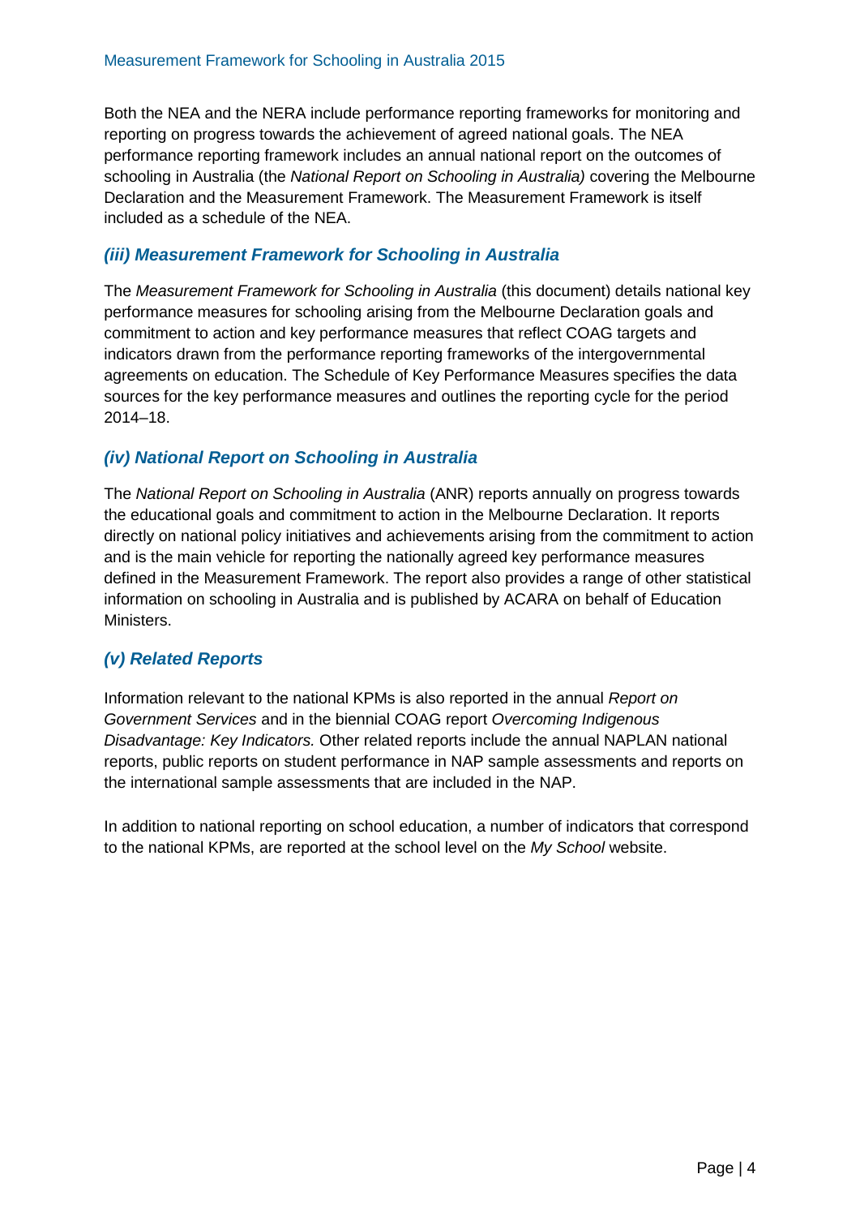Both the NEA and the NERA include performance reporting frameworks for monitoring and reporting on progress towards the achievement of agreed national goals. The NEA performance reporting framework includes an annual national report on the outcomes of schooling in Australia (the *National Report on Schooling in Australia)* covering the Melbourne Declaration and the Measurement Framework. The Measurement Framework is itself included as a schedule of the NEA.

### *(iii) Measurement Framework for Schooling in Australia*

The *Measurement Framework for Schooling in Australia* (this document) details national key performance measures for schooling arising from the Melbourne Declaration goals and commitment to action and key performance measures that reflect COAG targets and indicators drawn from the performance reporting frameworks of the intergovernmental agreements on education. The Schedule of Key Performance Measures specifies the data sources for the key performance measures and outlines the reporting cycle for the period 2014–18.

### *(iv) National Report on Schooling in Australia*

The *National Report on Schooling in Australia* (ANR) reports annually on progress towards the educational goals and commitment to action in the Melbourne Declaration. It reports directly on national policy initiatives and achievements arising from the commitment to action and is the main vehicle for reporting the nationally agreed key performance measures defined in the Measurement Framework. The report also provides a range of other statistical information on schooling in Australia and is published by ACARA on behalf of Education Ministers.

### *(v) Related Reports*

Information relevant to the national KPMs is also reported in the annual *Report on Government Services* and in the biennial COAG report *Overcoming Indigenous Disadvantage: Key Indicators.* Other related reports include the annual NAPLAN national reports, public reports on student performance in NAP sample assessments and reports on the international sample assessments that are included in the NAP.

In addition to national reporting on school education, a number of indicators that correspond to the national KPMs, are reported at the school level on the *My School* website.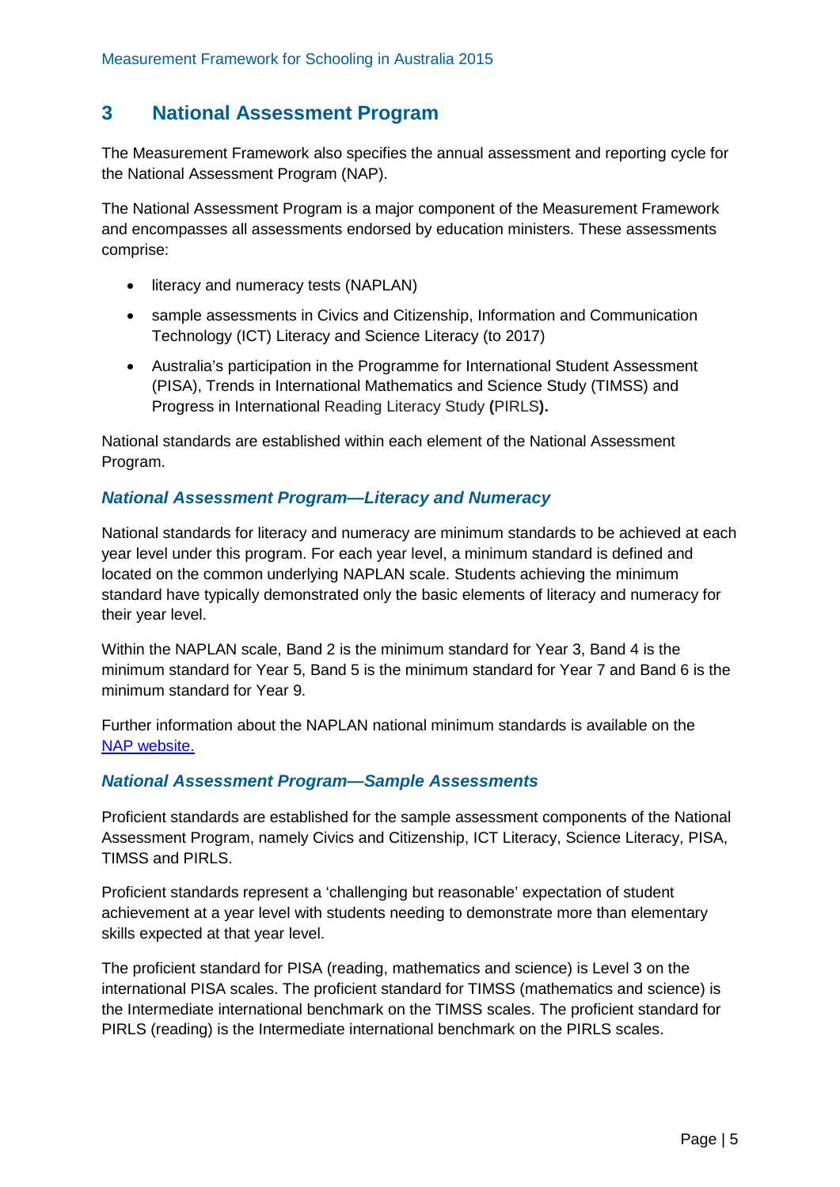## 3 National Assessment Program

The Measurement Framework also specifies the annual assessment and reporting cycle for the National Assessment Program (NAP).

The National Assessment Program is a major component of the Measurement Framework and encompasses all assessments endorsed by education ministers. These assessments comprise:

- literacy and numeracy tests (NAPLAN)
- sample assessments in Civics and Citizenship, Information and Communication Technology (ICT) Literacy and Science Literacy (to 2017)
- Australia's participation in the Programme for International Student Assessment (PISA), Trends in International Mathematics and Science Study (TIMSS) and Progress in International Reading Literacy Study **(**PIRLS**).**

National standards are established within each element of the National Assessment Program.

### *National Assessment Program—Literacy and Numeracy*

National standards for literacy and numeracy are minimum standards to be achieved at each year level under this program. For each year level, a minimum standard is defined and located on the common underlying NAPLAN scale. Students achieving the minimum standard have typically demonstrated only the basic elements of literacy and numeracy for their year level.

Within the NAPLAN scale, Band 2 is the minimum standard for Year 3, Band 4 is the minimum standard for Year 5, Band 5 is the minimum standard for Year 7 and Band 6 is the minimum standard for Year 9.

Further information about the NAPLAN national minimum standards is available on the NAP website.

### *National Assessment Program—Sample Assessments*

Proficient standards are established for the sample assessment components of the National Assessment Program, namely Civics and Citizenship, ICT Literacy, Science Literacy, PISA, TIMSS and PIRLS.

Proficient standards represent a 'challenging but reasonable' expectation of student achievement at a year level with students needing to demonstrate more than elementary skills expected at that year level.

The proficient standard for PISA (reading, mathematics and science) is Level 3 on the international PISA scales. The proficient standard for TIMSS (mathematics and science) is the Intermediate international benchmark on the TIMSS scales. The proficient standard for PIRLS (reading) is the Intermediate international benchmark on the PIRLS scales.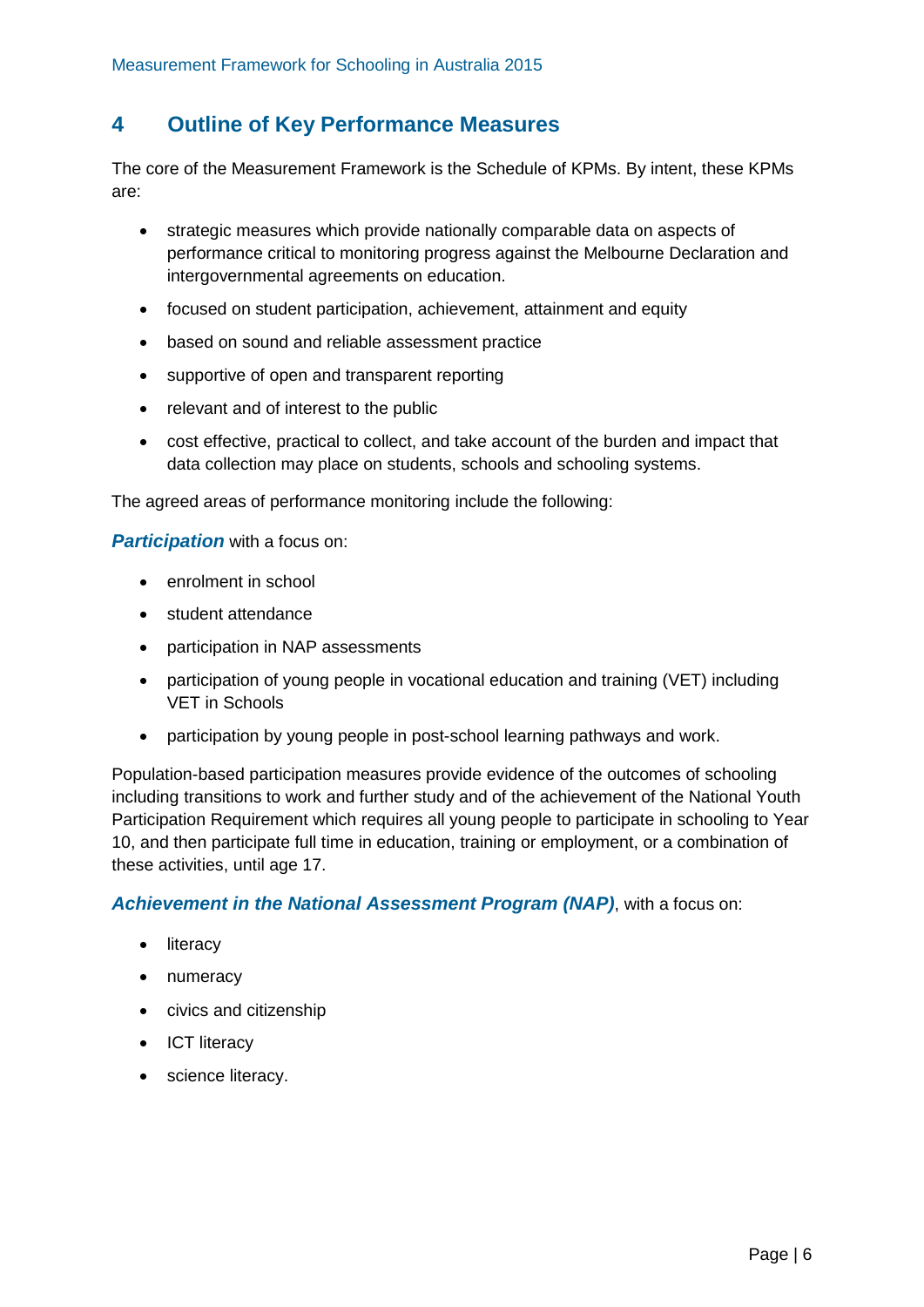## 4 Outline of Key Performance Measures

The core of the Measurement Framework is the Schedule of KPMs. By intent, these KPMs are:

- strategic measures which provide nationally comparable data on aspects of performance critical to monitoring progress against the Melbourne Declaration and intergovernmental agreements on education.
- focused on student participation, achievement, attainment and equity
- based on sound and reliable assessment practice
- supportive of open and transparent reporting
- relevant and of interest to the public
- cost effective, practical to collect, and take account of the burden and impact that data collection may place on students, schools and schooling systems.

The agreed areas of performance monitoring include the following:

***Participation*** with a focus on:

- enrolment in school
- student attendance
- participation in NAP assessments
- participation of young people in vocational education and training (VET) including VET in Schools
- participation by young people in post-school learning pathways and work.

Population-based participation measures provide evidence of the outcomes of schooling including transitions to work and further study and of the achievement of the National Youth Participation Requirement which requires all young people to participate in schooling to Year 10, and then participate full time in education, training or employment, or a combination of these activities, until age 17.

***Achievement in the National Assessment Program (NAP)***, with a focus on:

- literacy
- numeracy
- civics and citizenship
- ICT literacy
- science literacy.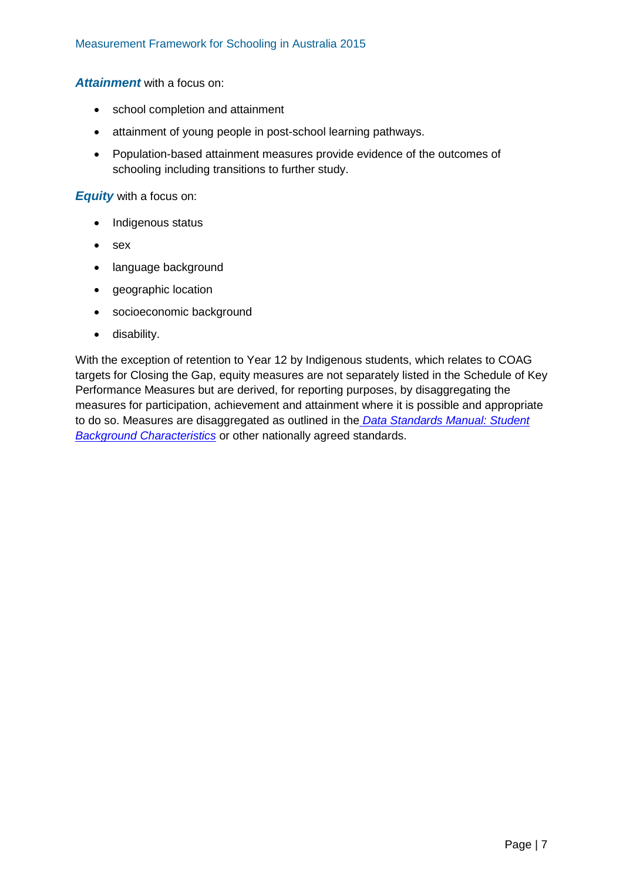***Attainment*** with a focus on:

- school completion and attainment
- attainment of young people in post-school learning pathways.
- Population-based attainment measures provide evidence of the outcomes of schooling including transitions to further study.

***Equity*** with a focus on:

- Indigenous status
- sex
- language background
- geographic location
- socioeconomic background
- disability.

With the exception of retention to Year 12 by Indigenous students, which relates to COAG targets for Closing the Gap, equity measures are not separately listed in the Schedule of Key Performance Measures but are derived, for reporting purposes, by disaggregating the measures for participation, achievement and attainment where it is possible and appropriate to do so. Measures are disaggregated as outlined in the *Data Standards Manual: Student Background Characteristics* or other nationally agreed standards.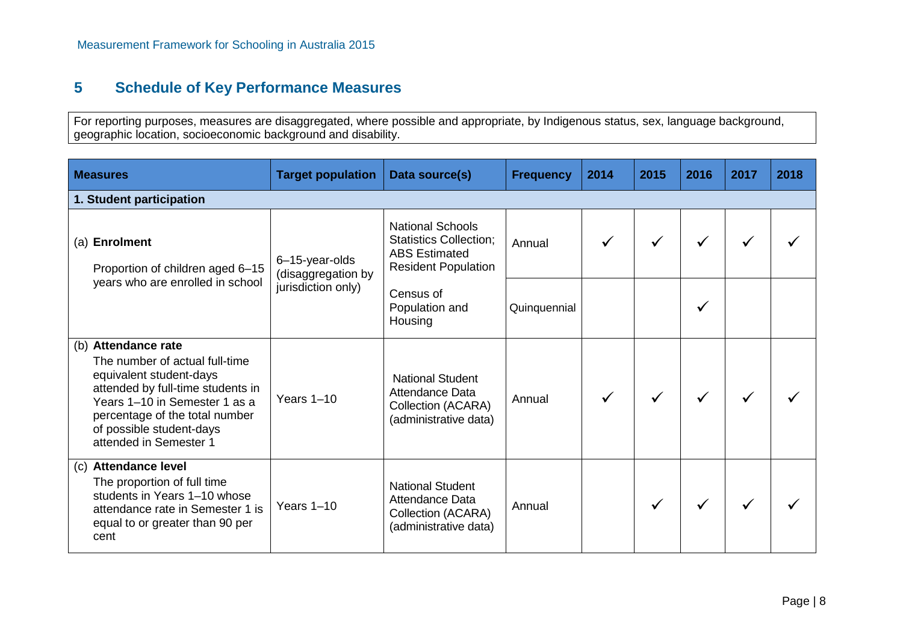## 5 Schedule of Key Performance Measures

For reporting purposes, measures are disaggregated, where possible and appropriate, by Indigenous status, sex, language background, geographic location, socioeconomic background and disability.

| Measures | Target population | Data source(s) | Frequency | 2014 | 2015 | 2016 | 2017 | 2018 |
|---|---|---|---|---|---|---|---|---|
| **1. Student participation** | | | | | | | | |
| (a) **Enrolment** Proportion of children aged 6–15 years who are enrolled in school | 6–15-year-olds (disaggregation by jurisdiction only) | National Schools Statistics Collection; ABS Estimated Resident Population | Annual | ✓ | ✓ | ✓ | ✓ | ✓ |
| | | Census of Population and Housing | Quinquennial | | | ✓ | | |
| (b) **Attendance rate** The number of actual full-time equivalent student-days attended by full-time students in Years 1–10 in Semester 1 as a percentage of the total number of possible student-days attended in Semester 1 | Years 1–10 | National Student Attendance Data Collection (ACARA) (administrative data) | Annual | ✓ | ✓ | ✓ | ✓ | ✓ |
| (c) **Attendance level** The proportion of full time students in Years 1–10 whose attendance rate in Semester 1 is equal to or greater than 90 per cent | Years 1–10 | National Student Attendance Data Collection (ACARA) (administrative data) | Annual | | ✓ | ✓ | ✓ | ✓ |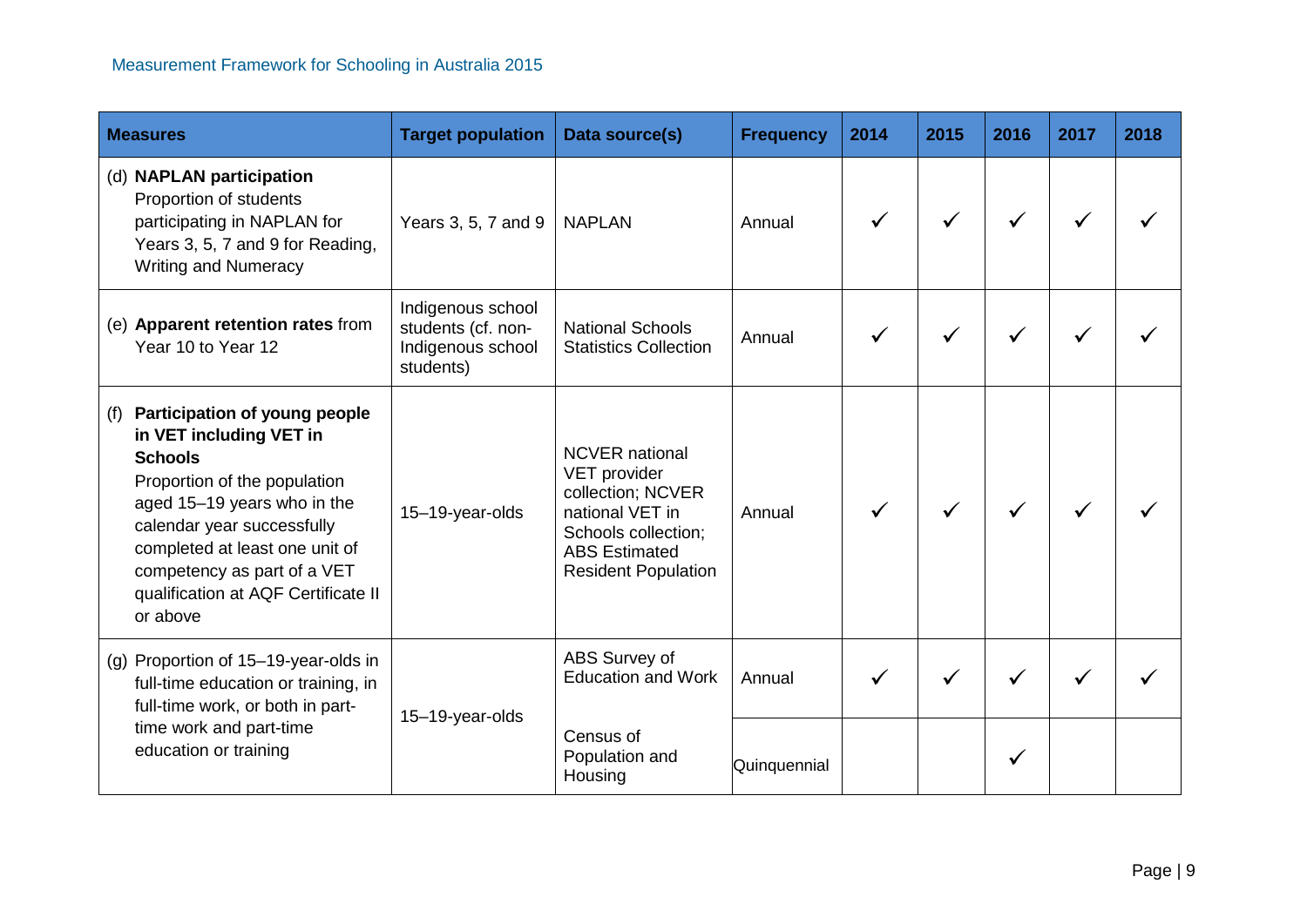| Measures | Target population | Data source(s) | Frequency | 2014 | 2015 | 2016 | 2017 | 2018 |
|---|---|---|---|---|---|---|---|---|
| (d) **NAPLAN participation** Proportion of students participating in NAPLAN for Years 3, 5, 7 and 9 for Reading, Writing and Numeracy | Years 3, 5, 7 and 9 | NAPLAN | Annual | ✓ | ✓ | ✓ | ✓ | ✓ |
| (e) **Apparent retention rates** from Year 10 to Year 12 | Indigenous school students (cf. non-Indigenous school students) | National Schools Statistics Collection | Annual | ✓ | ✓ | ✓ | ✓ | ✓ |
| (f) **Participation of young people in VET including VET in Schools** Proportion of the population aged 15–19 years who in the calendar year successfully completed at least one unit of competency as part of a VET qualification at AQF Certificate II or above | 15–19-year-olds | NCVER national VET provider collection; NCVER national VET in Schools collection; ABS Estimated Resident Population | Annual | ✓ | ✓ | ✓ | ✓ | ✓ |
| (g) Proportion of 15–19-year-olds in full-time education or training, in full-time work, or both in part-time work and part-time education or training | 15–19-year-olds | ABS Survey of Education and Work | Annual | ✓ | ✓ | ✓ | ✓ | ✓ |
| | | Census of Population and Housing | Quinquennial | | | ✓ | | |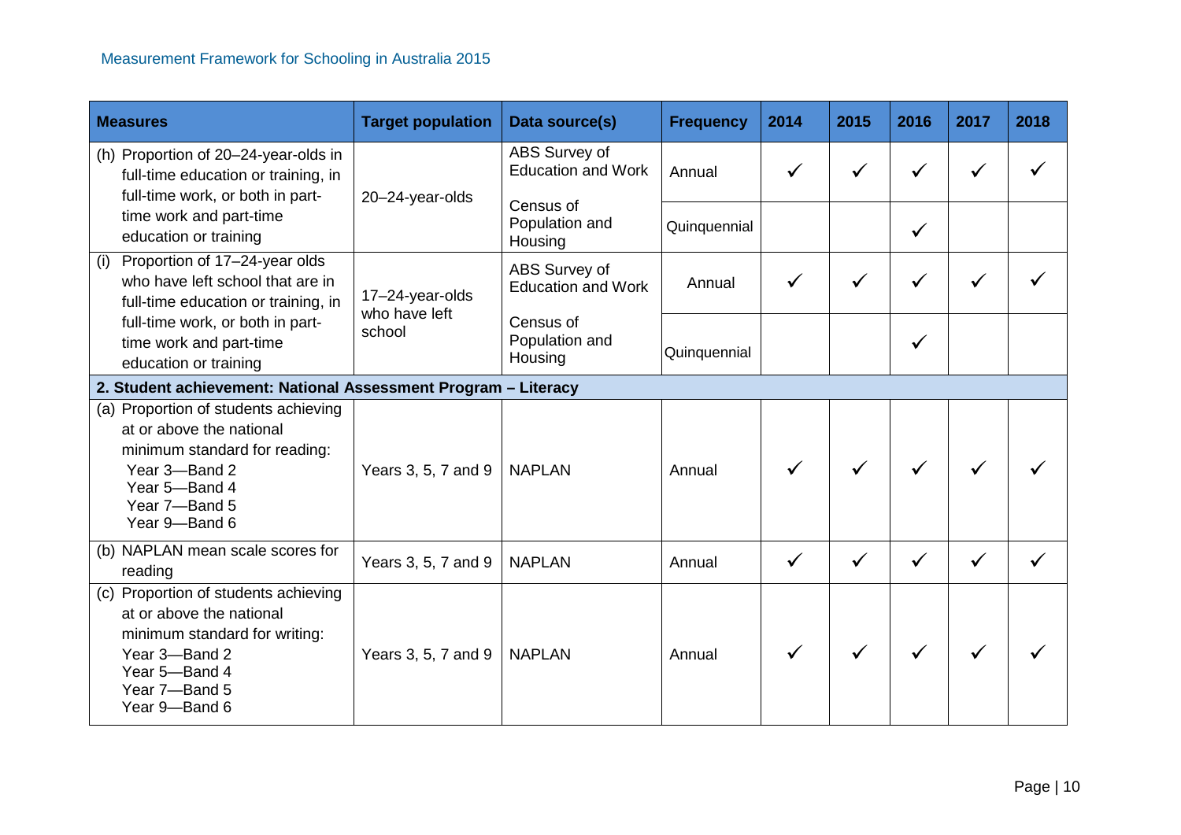| Measures | Target population | Data source(s) | Frequency | 2014 | 2015 | 2016 | 2017 | 2018 |
|---|---|---|---|---|---|---|---|---|
| (h) Proportion of 20–24-year-olds in full-time education or training, in full-time work, or both in part-time work and part-time education or training | 20–24-year-olds | ABS Survey of Education and Work | Annual | ✓ | ✓ | ✓ | ✓ | ✓ |
| | | Census of Population and Housing | Quinquennial | | | ✓ | | |
| (i) Proportion of 17–24-year olds who have left school that are in full-time education or training, in full-time work, or both in part-time work and part-time education or training | 17–24-year-olds who have left school | ABS Survey of Education and Work | Annual | ✓ | ✓ | ✓ | ✓ | ✓ |
| | | Census of Population and Housing | Quinquennial | | | ✓ | | |
| **2. Student achievement: National Assessment Program – Literacy** | | | | | | | | |
| (a) Proportion of students achieving at or above the national minimum standard for reading: Year 3—Band 2, Year 5—Band 4, Year 7—Band 5, Year 9—Band 6 | Years 3, 5, 7 and 9 | NAPLAN | Annual | ✓ | ✓ | ✓ | ✓ | ✓ |
| (b) NAPLAN mean scale scores for reading | Years 3, 5, 7 and 9 | NAPLAN | Annual | ✓ | ✓ | ✓ | ✓ | ✓ |
| (c) Proportion of students achieving at or above the national minimum standard for writing: Year 3—Band 2, Year 5—Band 4, Year 7—Band 5, Year 9—Band 6 | Years 3, 5, 7 and 9 | NAPLAN | Annual | ✓ | ✓ | ✓ | ✓ | ✓ |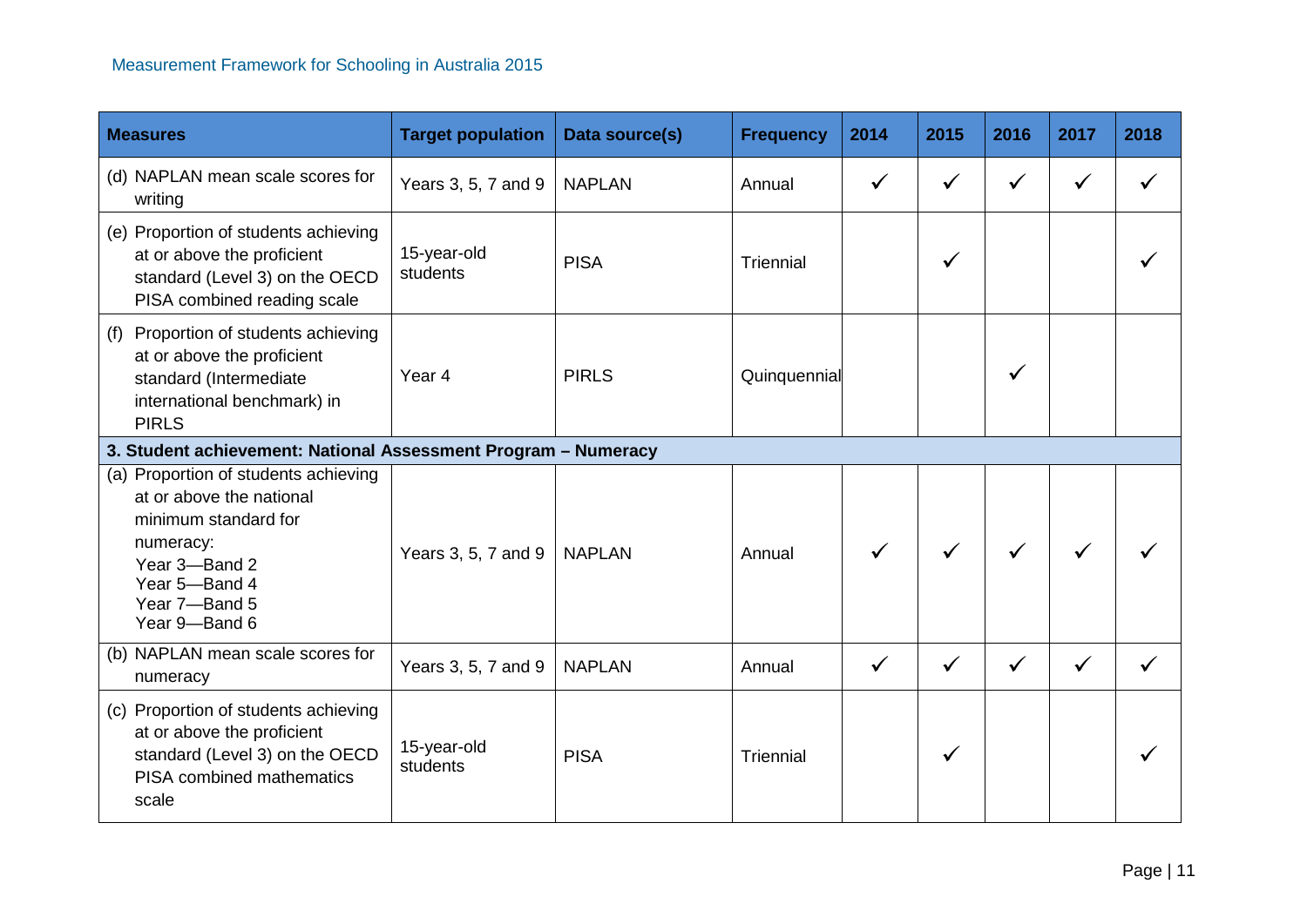| Measures | Target population | Data source(s) | Frequency | 2014 | 2015 | 2016 | 2017 | 2018 |
|---|---|---|---|---|---|---|---|---|
| (d) NAPLAN mean scale scores for writing | Years 3, 5, 7 and 9 | NAPLAN | Annual | ✓ | ✓ | ✓ | ✓ | ✓ |
| (e) Proportion of students achieving at or above the proficient standard (Level 3) on the OECD PISA combined reading scale | 15-year-old students | PISA | Triennial | | ✓ | | | ✓ |
| (f) Proportion of students achieving at or above the proficient standard (Intermediate international benchmark) in PIRLS | Year 4 | PIRLS | Quinquennial | | | ✓ | | |
| **3. Student achievement: National Assessment Program – Numeracy** | | | | | | | | |
| (a) Proportion of students achieving at or above the national minimum standard for numeracy: Year 3—Band 2 Year 5—Band 4 Year 7—Band 5 Year 9—Band 6 | Years 3, 5, 7 and 9 | NAPLAN | Annual | ✓ | ✓ | ✓ | ✓ | ✓ |
| (b) NAPLAN mean scale scores for numeracy | Years 3, 5, 7 and 9 | NAPLAN | Annual | ✓ | ✓ | ✓ | ✓ | ✓ |
| (c) Proportion of students achieving at or above the proficient standard (Level 3) on the OECD PISA combined mathematics scale | 15-year-old students | PISA | Triennial | | ✓ | | | ✓ |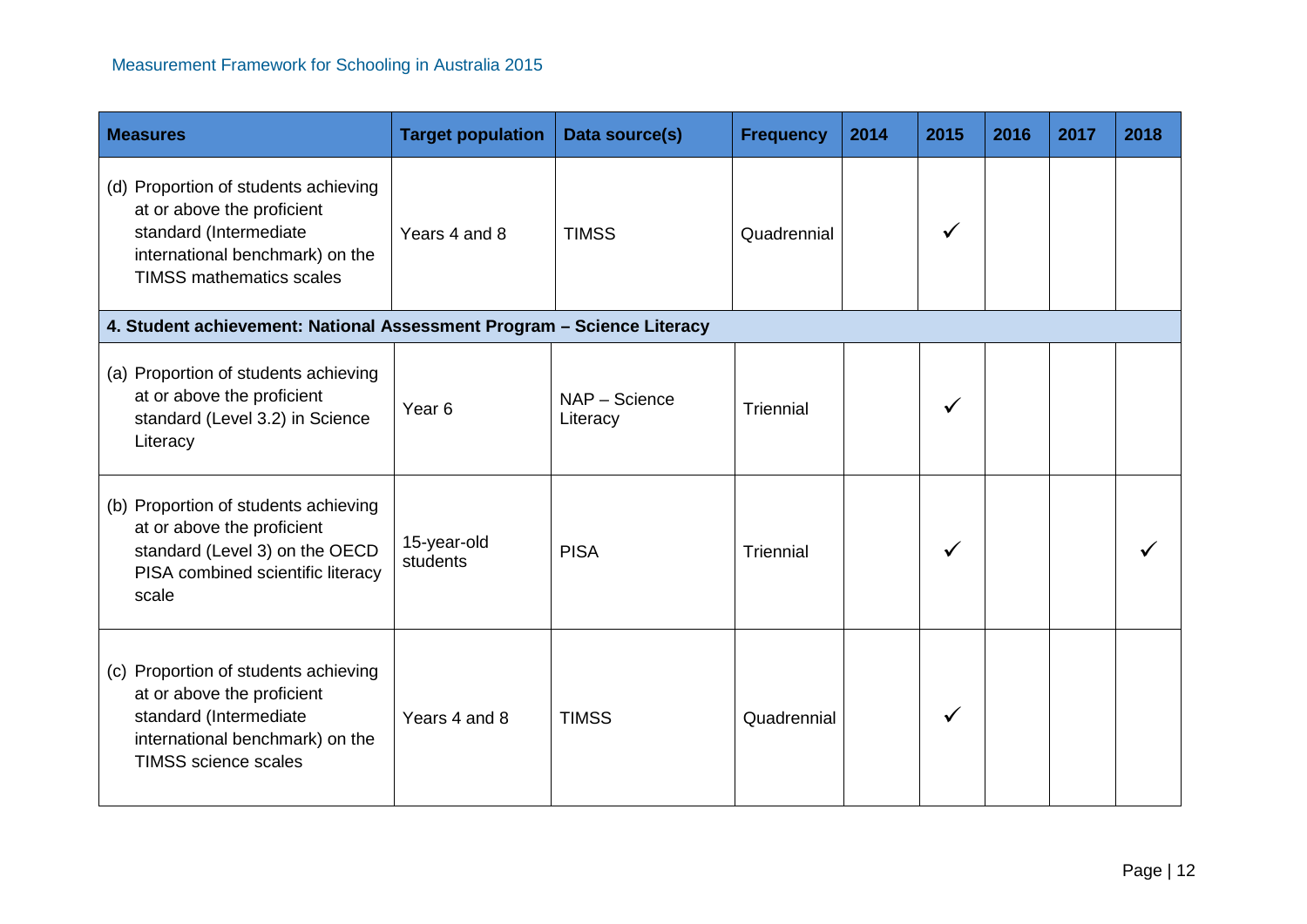| Measures | Target population | Data source(s) | Frequency | 2014 | 2015 | 2016 | 2017 | 2018 |
|---|---|---|---|---|---|---|---|---|
| (d) Proportion of students achieving at or above the proficient standard (Intermediate international benchmark) on the TIMSS mathematics scales | Years 4 and 8 | TIMSS | Quadrennial | | ✓ | | | |
| **4. Student achievement: National Assessment Program – Science Literacy** | | | | | | | | |
| (a) Proportion of students achieving at or above the proficient standard (Level 3.2) in Science Literacy | Year 6 | NAP – Science Literacy | Triennial | | ✓ | | | |
| (b) Proportion of students achieving at or above the proficient standard (Level 3) on the OECD PISA combined scientific literacy scale | 15-year-old students | PISA | Triennial | | ✓ | | | ✓ |
| (c) Proportion of students achieving at or above the proficient standard (Intermediate international benchmark) on the TIMSS science scales | Years 4 and 8 | TIMSS | Quadrennial | | ✓ | | | |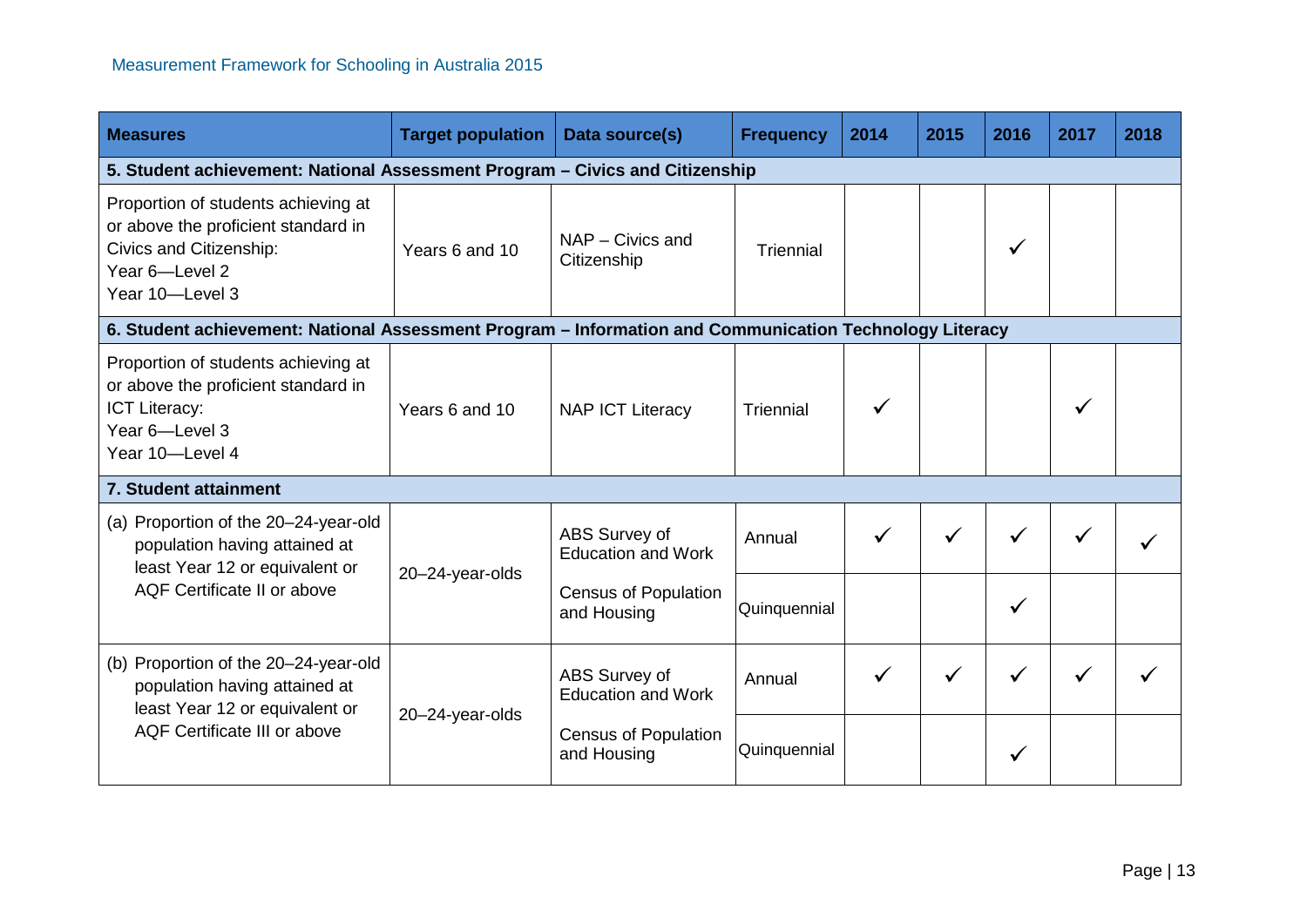| Measures | Target population | Data source(s) | Frequency | 2014 | 2015 | 2016 | 2017 | 2018 |
|---|---|---|---|---|---|---|---|---|
| **5. Student achievement: National Assessment Program – Civics and Citizenship** | | | | | | | | |
| Proportion of students achieving at or above the proficient standard in Civics and Citizenship:<br>Year 6—Level 2<br>Year 10—Level 3 | Years 6 and 10 | NAP – Civics and Citizenship | Triennial | | | ✓ | | |
| **6. Student achievement: National Assessment Program – Information and Communication Technology Literacy** | | | | | | | | |
| Proportion of students achieving at or above the proficient standard in ICT Literacy:<br>Year 6—Level 3<br>Year 10—Level 4 | Years 6 and 10 | NAP ICT Literacy | Triennial | ✓ | | | ✓ | |
| **7. Student attainment** | | | | | | | | |
| (a) Proportion of the 20–24-year-old population having attained at least Year 12 or equivalent or AQF Certificate II or above | 20–24-year-olds | ABS Survey of Education and Work | Annual | ✓ | ✓ | ✓ | ✓ | ✓ |
| | | Census of Population and Housing | Quinquennial | | | ✓ | | |
| (b) Proportion of the 20–24-year-old population having attained at least Year 12 or equivalent or AQF Certificate III or above | 20–24-year-olds | ABS Survey of Education and Work | Annual | ✓ | ✓ | ✓ | ✓ | ✓ |
| | | Census of Population and Housing | Quinquennial | | | ✓ | | |